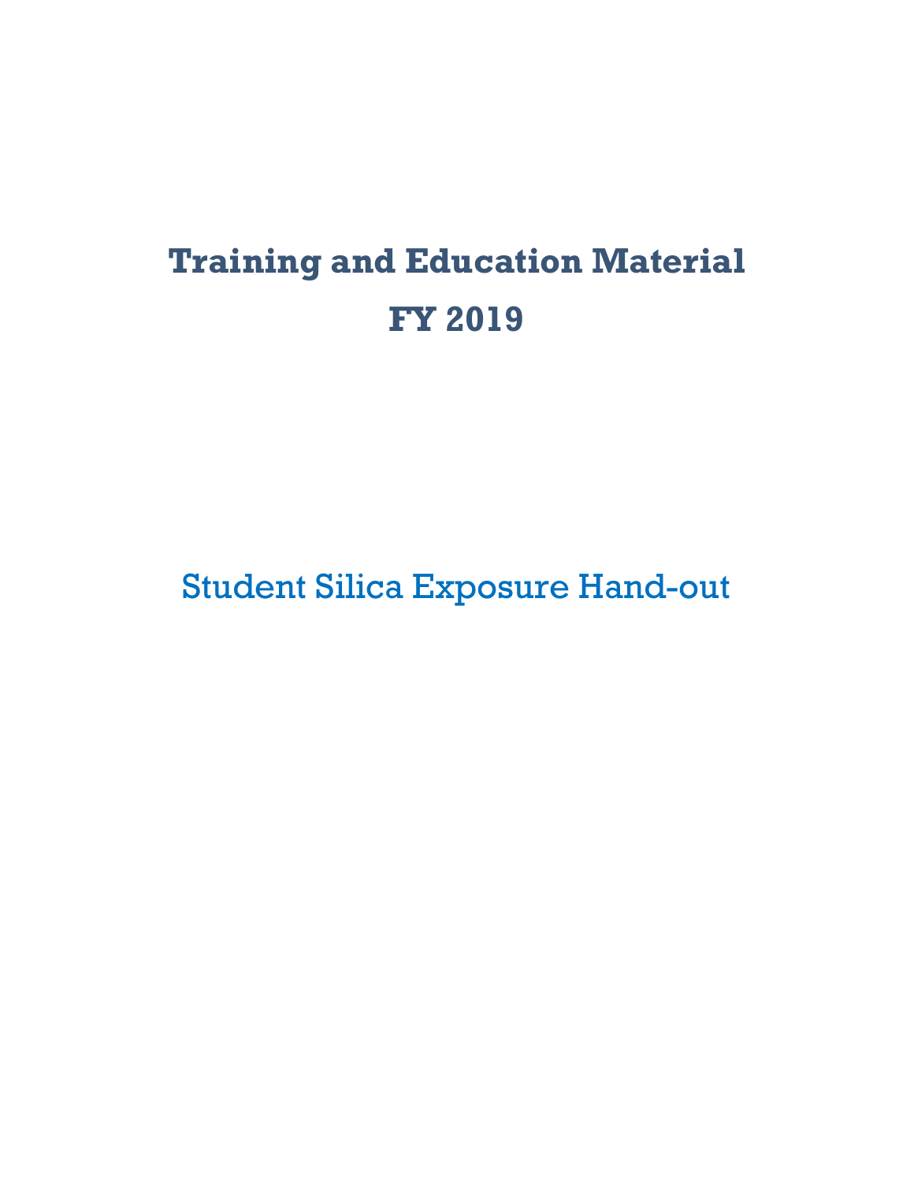# Training and Education Material

# FY 2019

## Student Silica Exposure Hand-out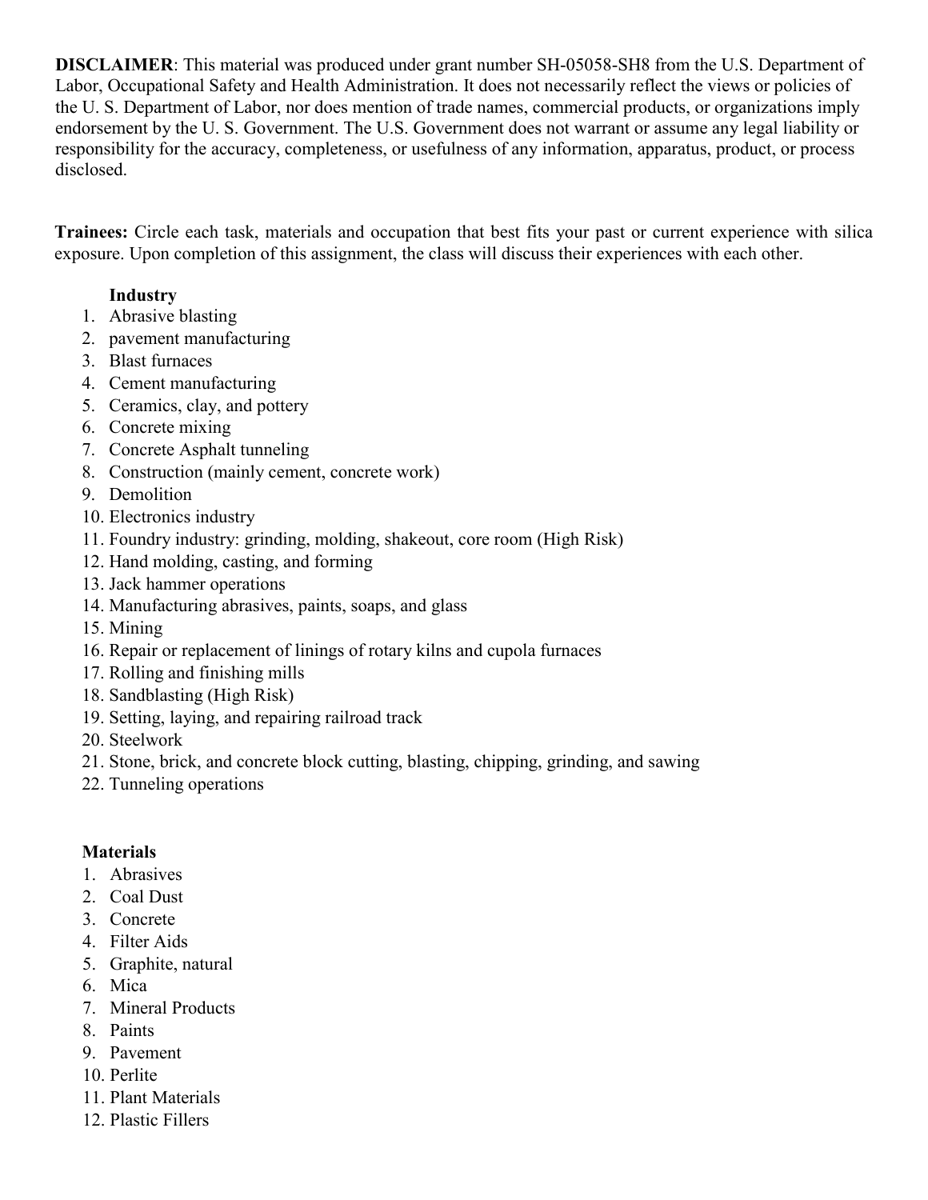**DISCLAIMER**: This material was produced under grant number SH-05058-SH8 from the U.S. Department of Labor, Occupational Safety and Health Administration. It does not necessarily reflect the views or policies of the U. S. Department of Labor, nor does mention of trade names, commercial products, or organizations imply endorsement by the U. S. Government. The U.S. Government does not warrant or assume any legal liability or responsibility for the accuracy, completeness, or usefulness of any information, apparatus, product, or process disclosed.

**Trainees:** Circle each task, materials and occupation that best fits your past or current experience with silica exposure. Upon completion of this assignment, the class will discuss their experiences with each other.

**Industry**

1. Abrasive blasting
2. pavement manufacturing
3. Blast furnaces
4. Cement manufacturing
5. Ceramics, clay, and pottery
6. Concrete mixing
7. Concrete Asphalt tunneling
8. Construction (mainly cement, concrete work)
9. Demolition
10. Electronics industry
11. Foundry industry: grinding, molding, shakeout, core room (High Risk)
12. Hand molding, casting, and forming
13. Jack hammer operations
14. Manufacturing abrasives, paints, soaps, and glass
15. Mining
16. Repair or replacement of linings of rotary kilns and cupola furnaces
17. Rolling and finishing mills
18. Sandblasting (High Risk)
19. Setting, laying, and repairing railroad track
20. Steelwork
21. Stone, brick, and concrete block cutting, blasting, chipping, grinding, and sawing
22. Tunneling operations

**Materials**

1. Abrasives
2. Coal Dust
3. Concrete
4. Filter Aids
5. Graphite, natural
6. Mica
7. Mineral Products
8. Paints
9. Pavement
10. Perlite
11. Plant Materials
12. Plastic Fillers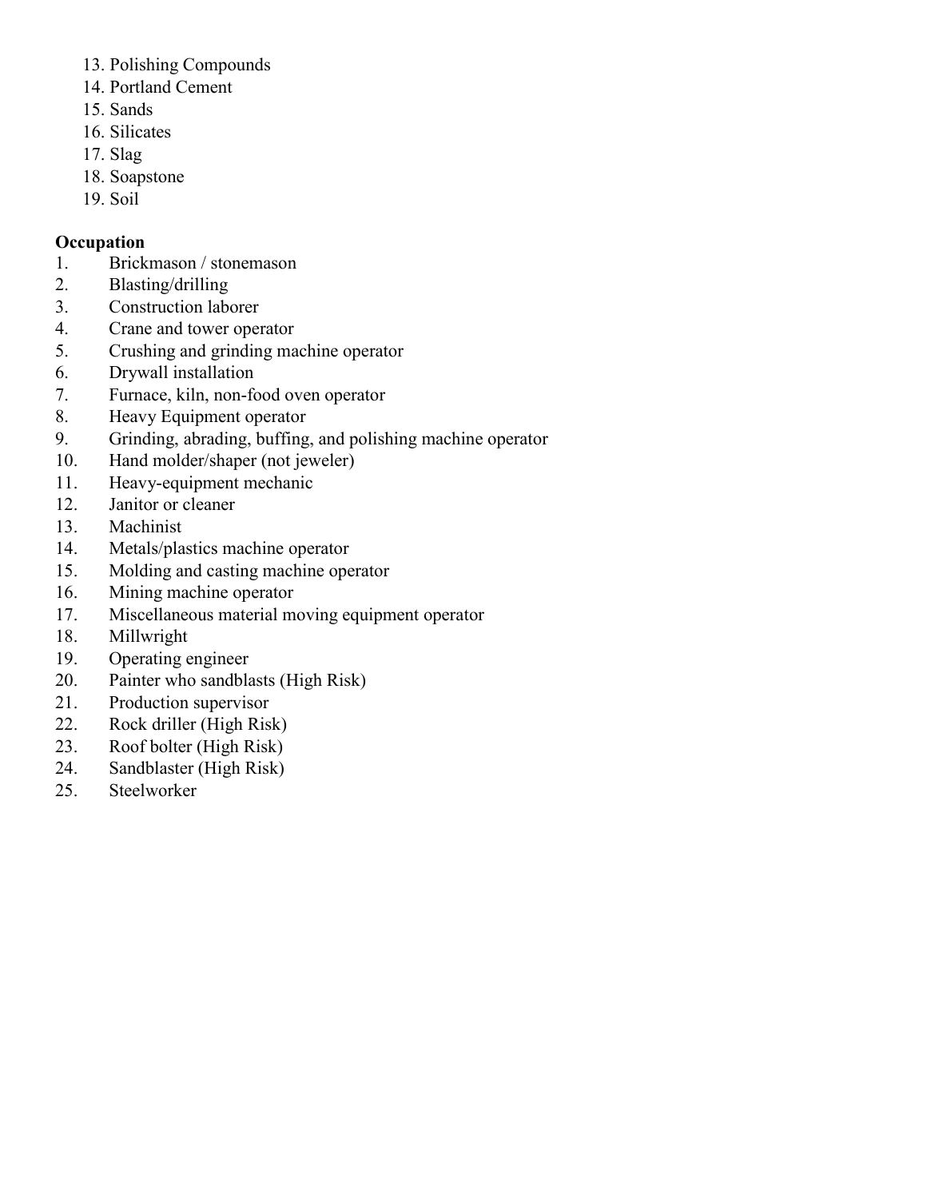13. Polishing Compounds
14. Portland Cement
15. Sands
16. Silicates
17. Slag
18. Soapstone
19. Soil

**Occupation**

1. Brickmason / stonemason
2. Blasting/drilling
3. Construction laborer
4. Crane and tower operator
5. Crushing and grinding machine operator
6. Drywall installation
7. Furnace, kiln, non-food oven operator
8. Heavy Equipment operator
9. Grinding, abrading, buffing, and polishing machine operator
10. Hand molder/shaper (not jeweler)
11. Heavy-equipment mechanic
12. Janitor or cleaner
13. Machinist
14. Metals/plastics machine operator
15. Molding and casting machine operator
16. Mining machine operator
17. Miscellaneous material moving equipment operator
18. Millwright
19. Operating engineer
20. Painter who sandblasts (High Risk)
21. Production supervisor
22. Rock driller (High Risk)
23. Roof bolter (High Risk)
24. Sandblaster (High Risk)
25. Steelworker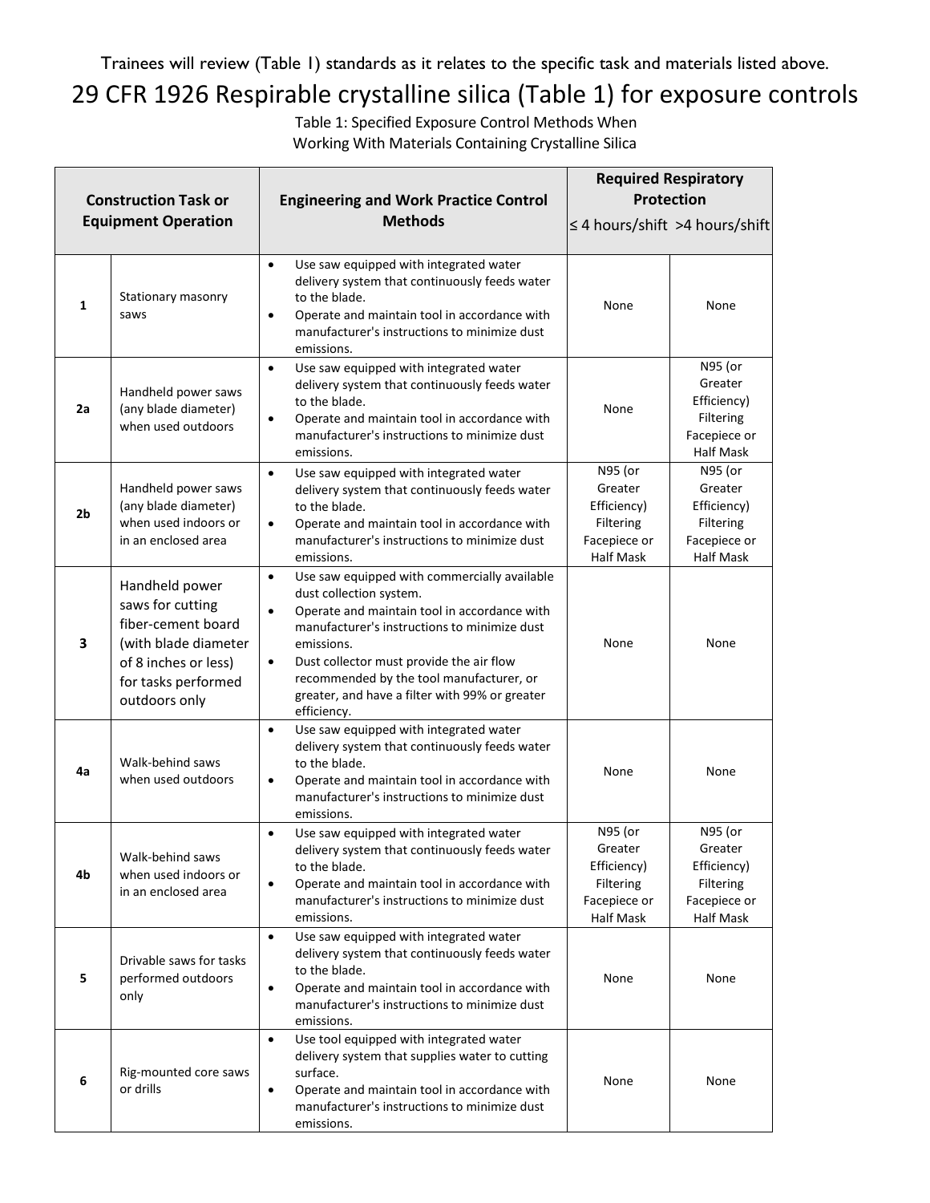Trainees will review (Table 1) standards as it relates to the specific task and materials listed above.

# 29 CFR 1926 Respirable crystalline silica (Table 1) for exposure controls

Table 1: Specified Exposure Control Methods When Working With Materials Containing Crystalline Silica

| Construction Task or Equipment Operation | | Engineering and Work Practice Control Methods | Required Respiratory Protection | |
|---|---|---|---|---|
| | | | ≤ 4 hours/shift | >4 hours/shift |
| 1 | Stationary masonry saws | • Use saw equipped with integrated water delivery system that continuously feeds water to the blade.<br>• Operate and maintain tool in accordance with manufacturer's instructions to minimize dust emissions. | None | None |
| 2a | Handheld power saws (any blade diameter) when used outdoors | • Use saw equipped with integrated water delivery system that continuously feeds water to the blade.<br>• Operate and maintain tool in accordance with manufacturer's instructions to minimize dust emissions. | None | N95 (or Greater Efficiency) Filtering Facepiece or Half Mask |
| 2b | Handheld power saws (any blade diameter) when used indoors or in an enclosed area | • Use saw equipped with integrated water delivery system that continuously feeds water to the blade.<br>• Operate and maintain tool in accordance with manufacturer's instructions to minimize dust emissions. | N95 (or Greater Efficiency) Filtering Facepiece or Half Mask | N95 (or Greater Efficiency) Filtering Facepiece or Half Mask |
| 3 | Handheld power saws for cutting fiber-cement board (with blade diameter of 8 inches or less) for tasks performed outdoors only | • Use saw equipped with commercially available dust collection system.<br>• Operate and maintain tool in accordance with manufacturer's instructions to minimize dust emissions.<br>• Dust collector must provide the air flow recommended by the tool manufacturer, or greater, and have a filter with 99% or greater efficiency. | None | None |
| 4a | Walk-behind saws when used outdoors | • Use saw equipped with integrated water delivery system that continuously feeds water to the blade.<br>• Operate and maintain tool in accordance with manufacturer's instructions to minimize dust emissions. | None | None |
| 4b | Walk-behind saws when used indoors or in an enclosed area | • Use saw equipped with integrated water delivery system that continuously feeds water to the blade.<br>• Operate and maintain tool in accordance with manufacturer's instructions to minimize dust emissions. | N95 (or Greater Efficiency) Filtering Facepiece or Half Mask | N95 (or Greater Efficiency) Filtering Facepiece or Half Mask |
| 5 | Drivable saws for tasks performed outdoors only | • Use saw equipped with integrated water delivery system that continuously feeds water to the blade.<br>• Operate and maintain tool in accordance with manufacturer's instructions to minimize dust emissions. | None | None |
| 6 | Rig-mounted core saws or drills | • Use tool equipped with integrated water delivery system that supplies water to cutting surface.<br>• Operate and maintain tool in accordance with manufacturer's instructions to minimize dust emissions. | None | None |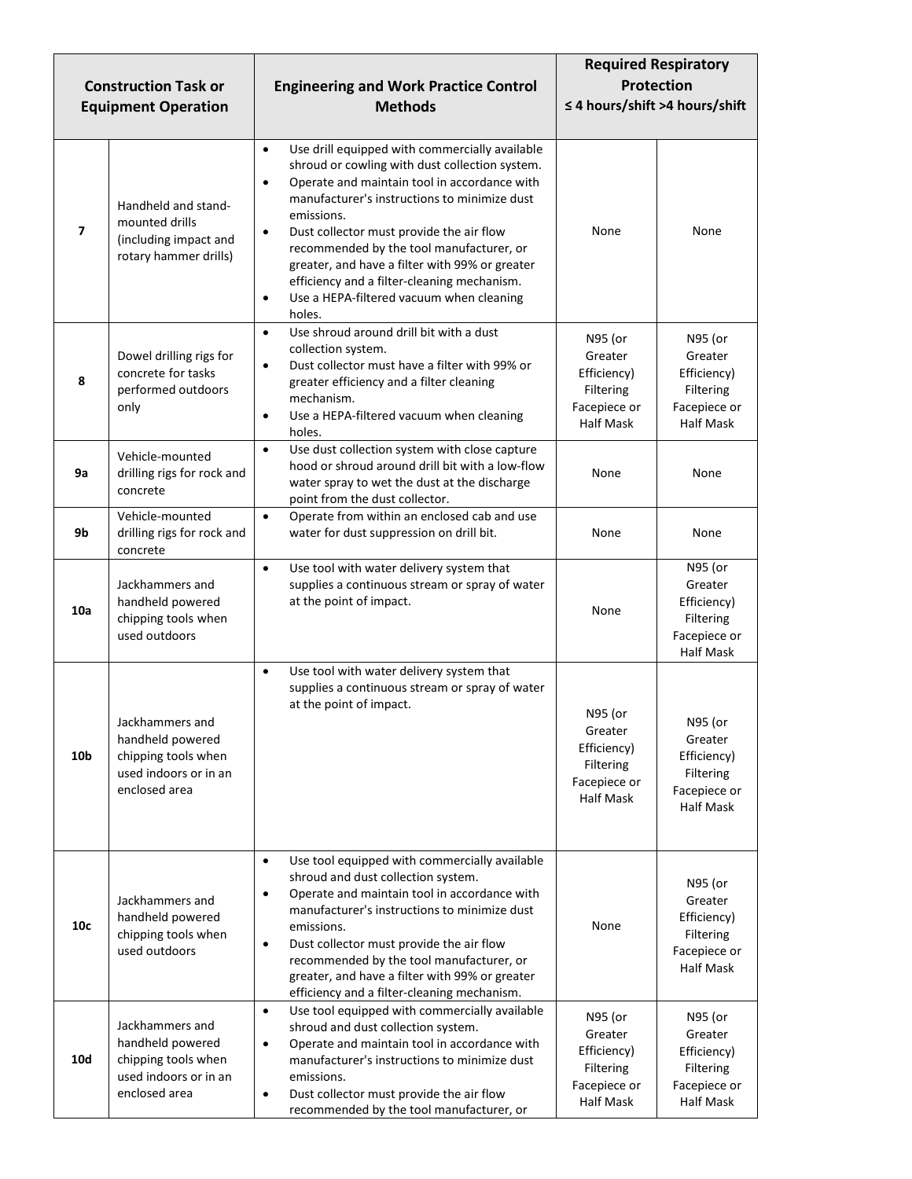| Construction Task or Equipment Operation | | Engineering and Work Practice Control Methods | Required Respiratory Protection ≤ 4 hours/shift | >4 hours/shift |
|---|---|---|---|---|
| 7 | Handheld and stand-mounted drills (including impact and rotary hammer drills) | • Use drill equipped with commercially available shroud or cowling with dust collection system.<br>• Operate and maintain tool in accordance with manufacturer's instructions to minimize dust emissions.<br>• Dust collector must provide the air flow recommended by the tool manufacturer, or greater, and have a filter with 99% or greater efficiency and a filter-cleaning mechanism.<br>• Use a HEPA-filtered vacuum when cleaning holes. | None | None |
| 8 | Dowel drilling rigs for concrete for tasks performed outdoors only | • Use shroud around drill bit with a dust collection system.<br>• Dust collector must have a filter with 99% or greater efficiency and a filter cleaning mechanism.<br>• Use a HEPA-filtered vacuum when cleaning holes. | N95 (or Greater Efficiency) Filtering Facepiece or Half Mask | N95 (or Greater Efficiency) Filtering Facepiece or Half Mask |
| 9a | Vehicle-mounted drilling rigs for rock and concrete | • Use dust collection system with close capture hood or shroud around drill bit with a low-flow water spray to wet the dust at the discharge point from the dust collector. | None | None |
| 9b | Vehicle-mounted drilling rigs for rock and concrete | • Operate from within an enclosed cab and use water for dust suppression on drill bit. | None | None |
| 10a | Jackhammers and handheld powered chipping tools when used outdoors | • Use tool with water delivery system that supplies a continuous stream or spray of water at the point of impact. | None | N95 (or Greater Efficiency) Filtering Facepiece or Half Mask |
| 10b | Jackhammers and handheld powered chipping tools when used indoors or in an enclosed area | • Use tool with water delivery system that supplies a continuous stream or spray of water at the point of impact. | N95 (or Greater Efficiency) Filtering Facepiece or Half Mask | N95 (or Greater Efficiency) Filtering Facepiece or Half Mask |
| 10c | Jackhammers and handheld powered chipping tools when used outdoors | • Use tool equipped with commercially available shroud and dust collection system.<br>• Operate and maintain tool in accordance with manufacturer's instructions to minimize dust emissions.<br>• Dust collector must provide the air flow recommended by the tool manufacturer, or greater, and have a filter with 99% or greater efficiency and a filter-cleaning mechanism. | None | N95 (or Greater Efficiency) Filtering Facepiece or Half Mask |
| 10d | Jackhammers and handheld powered chipping tools when used indoors or in an enclosed area | • Use tool equipped with commercially available shroud and dust collection system.<br>• Operate and maintain tool in accordance with manufacturer's instructions to minimize dust emissions.<br>• Dust collector must provide the air flow recommended by the tool manufacturer, or | N95 (or Greater Efficiency) Filtering Facepiece or Half Mask | N95 (or Greater Efficiency) Filtering Facepiece or Half Mask |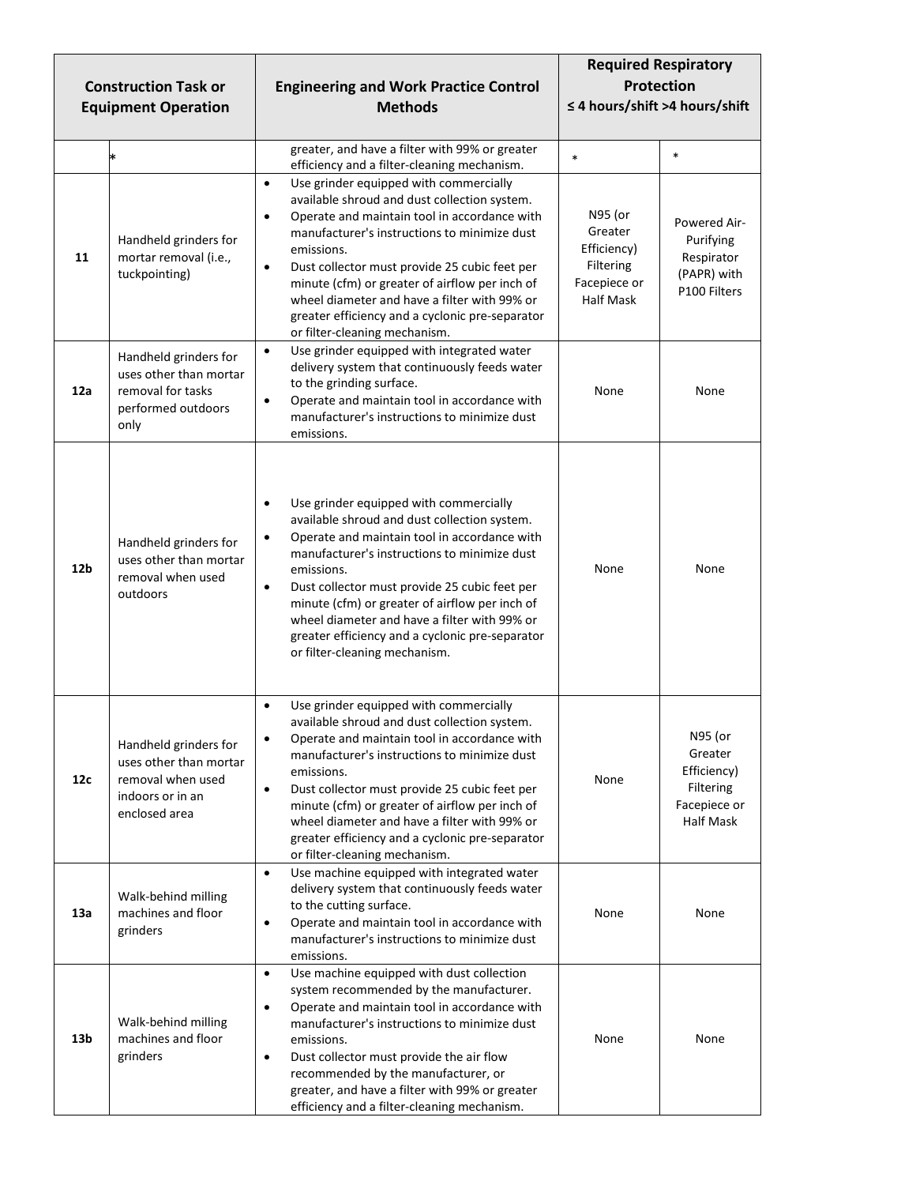| Construction Task or Equipment Operation | | Engineering and Work Practice Control Methods | Required Respiratory Protection ≤ 4 hours/shift | >4 hours/shift |
|---|---|---|---|---|
| | * | greater, and have a filter with 99% or greater efficiency and a filter-cleaning mechanism. | * | * |
| 11 | Handheld grinders for mortar removal (i.e., tuckpointing) | • Use grinder equipped with commercially available shroud and dust collection system.<br>• Operate and maintain tool in accordance with manufacturer's instructions to minimize dust emissions.<br>• Dust collector must provide 25 cubic feet per minute (cfm) or greater of airflow per inch of wheel diameter and have a filter with 99% or greater efficiency and a cyclonic pre-separator or filter-cleaning mechanism. | N95 (or Greater Efficiency) Filtering Facepiece or Half Mask | Powered Air-Purifying Respirator (PAPR) with P100 Filters |
| 12a | Handheld grinders for uses other than mortar removal for tasks performed outdoors only | • Use grinder equipped with integrated water delivery system that continuously feeds water to the grinding surface.<br>• Operate and maintain tool in accordance with manufacturer's instructions to minimize dust emissions. | None | None |
| 12b | Handheld grinders for uses other than mortar removal when used outdoors | • Use grinder equipped with commercially available shroud and dust collection system.<br>• Operate and maintain tool in accordance with manufacturer's instructions to minimize dust emissions.<br>• Dust collector must provide 25 cubic feet per minute (cfm) or greater of airflow per inch of wheel diameter and have a filter with 99% or greater efficiency and a cyclonic pre-separator or filter-cleaning mechanism. | None | None |
| 12c | Handheld grinders for uses other than mortar removal when used indoors or in an enclosed area | • Use grinder equipped with commercially available shroud and dust collection system.<br>• Operate and maintain tool in accordance with manufacturer's instructions to minimize dust emissions.<br>• Dust collector must provide 25 cubic feet per minute (cfm) or greater of airflow per inch of wheel diameter and have a filter with 99% or greater efficiency and a cyclonic pre-separator or filter-cleaning mechanism. | None | N95 (or Greater Efficiency) Filtering Facepiece or Half Mask |
| 13a | Walk-behind milling machines and floor grinders | • Use machine equipped with integrated water delivery system that continuously feeds water to the cutting surface.<br>• Operate and maintain tool in accordance with manufacturer's instructions to minimize dust emissions. | None | None |
| 13b | Walk-behind milling machines and floor grinders | • Use machine equipped with dust collection system recommended by the manufacturer.<br>• Operate and maintain tool in accordance with manufacturer's instructions to minimize dust emissions.<br>• Dust collector must provide the air flow recommended by the manufacturer, or greater, and have a filter with 99% or greater efficiency and a filter-cleaning mechanism. | None | None |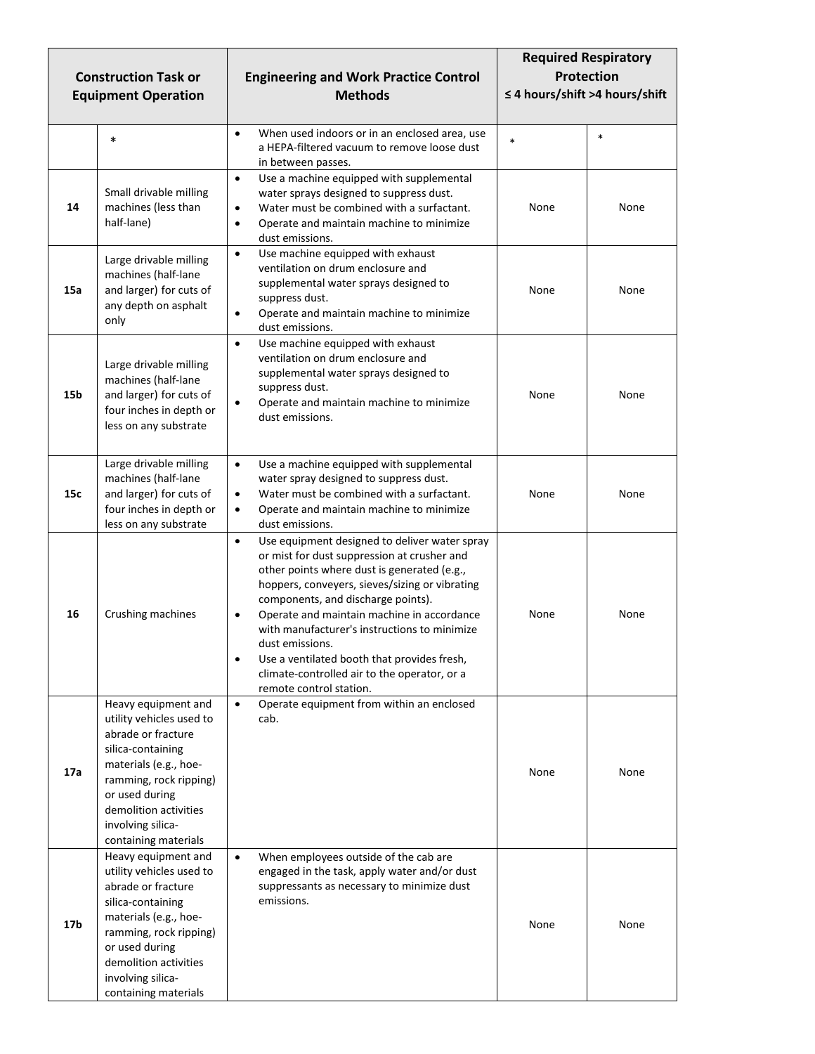| Construction Task or Equipment Operation | | Engineering and Work Practice Control Methods | Required Respiratory Protection ≤ 4 hours/shift | >4 hours/shift |
|---|---|---|---|---|
| | * | • When used indoors or in an enclosed area, use a HEPA-filtered vacuum to remove loose dust in between passes. | * | * |
| 14 | Small drivable milling machines (less than half-lane) | • Use a machine equipped with supplemental water sprays designed to suppress dust.<br>• Water must be combined with a surfactant.<br>• Operate and maintain machine to minimize dust emissions. | None | None |
| 15a | Large drivable milling machines (half-lane and larger) for cuts of any depth on asphalt only | • Use machine equipped with exhaust ventilation on drum enclosure and supplemental water sprays designed to suppress dust.<br>• Operate and maintain machine to minimize dust emissions. | None | None |
| 15b | Large drivable milling machines (half-lane and larger) for cuts of four inches in depth or less on any substrate | • Use machine equipped with exhaust ventilation on drum enclosure and supplemental water sprays designed to suppress dust.<br>• Operate and maintain machine to minimize dust emissions. | None | None |
| 15c | Large drivable milling machines (half-lane and larger) for cuts of four inches in depth or less on any substrate | • Use a machine equipped with supplemental water spray designed to suppress dust.<br>• Water must be combined with a surfactant.<br>• Operate and maintain machine to minimize dust emissions. | None | None |
| 16 | Crushing machines | • Use equipment designed to deliver water spray or mist for dust suppression at crusher and other points where dust is generated (e.g., hoppers, conveyers, sieves/sizing or vibrating components, and discharge points).<br>• Operate and maintain machine in accordance with manufacturer's instructions to minimize dust emissions.<br>• Use a ventilated booth that provides fresh, climate-controlled air to the operator, or a remote control station. | None | None |
| 17a | Heavy equipment and utility vehicles used to abrade or fracture silica-containing materials (e.g., hoe-ramming, rock ripping) or used during demolition activities involving silica-containing materials | • Operate equipment from within an enclosed cab. | None | None |
| 17b | Heavy equipment and utility vehicles used to abrade or fracture silica-containing materials (e.g., hoe-ramming, rock ripping) or used during demolition activities involving silica-containing materials | • When employees outside of the cab are engaged in the task, apply water and/or dust suppressants as necessary to minimize dust emissions. | None | None |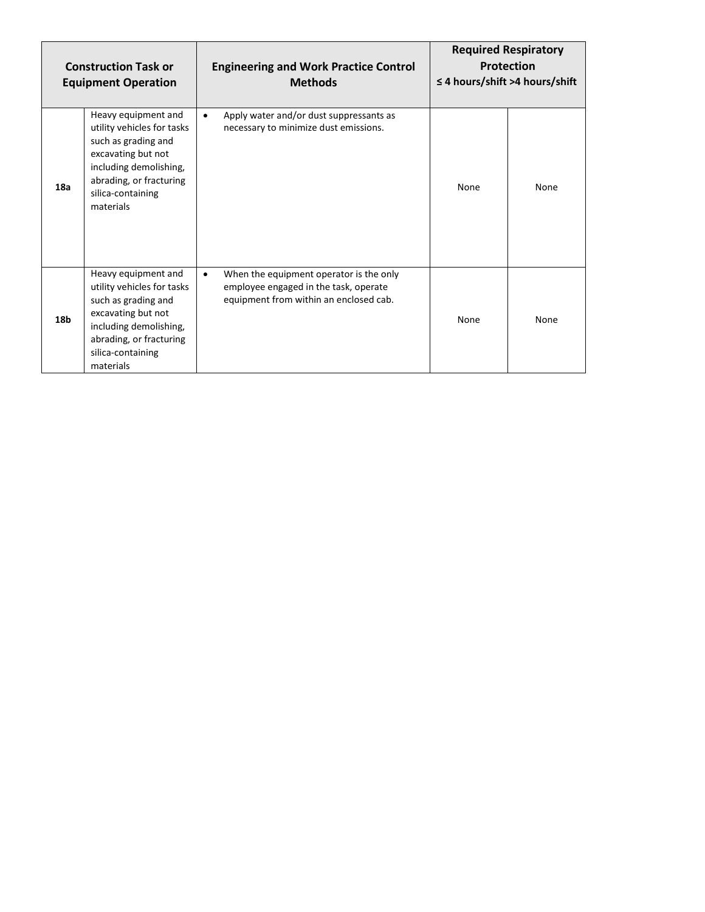| Construction Task or Equipment Operation | | Engineering and Work Practice Control Methods | Required Respiratory Protection ≤ 4 hours/shift | >4 hours/shift |
|---|---|---|---|---|
| 18a | Heavy equipment and utility vehicles for tasks such as grading and excavating but not including demolishing, abrading, or fracturing silica-containing materials | • Apply water and/or dust suppressants as necessary to minimize dust emissions. | None | None |
| 18b | Heavy equipment and utility vehicles for tasks such as grading and excavating but not including demolishing, abrading, or fracturing silica-containing materials | • When the equipment operator is the only employee engaged in the task, operate equipment from within an enclosed cab. | None | None |